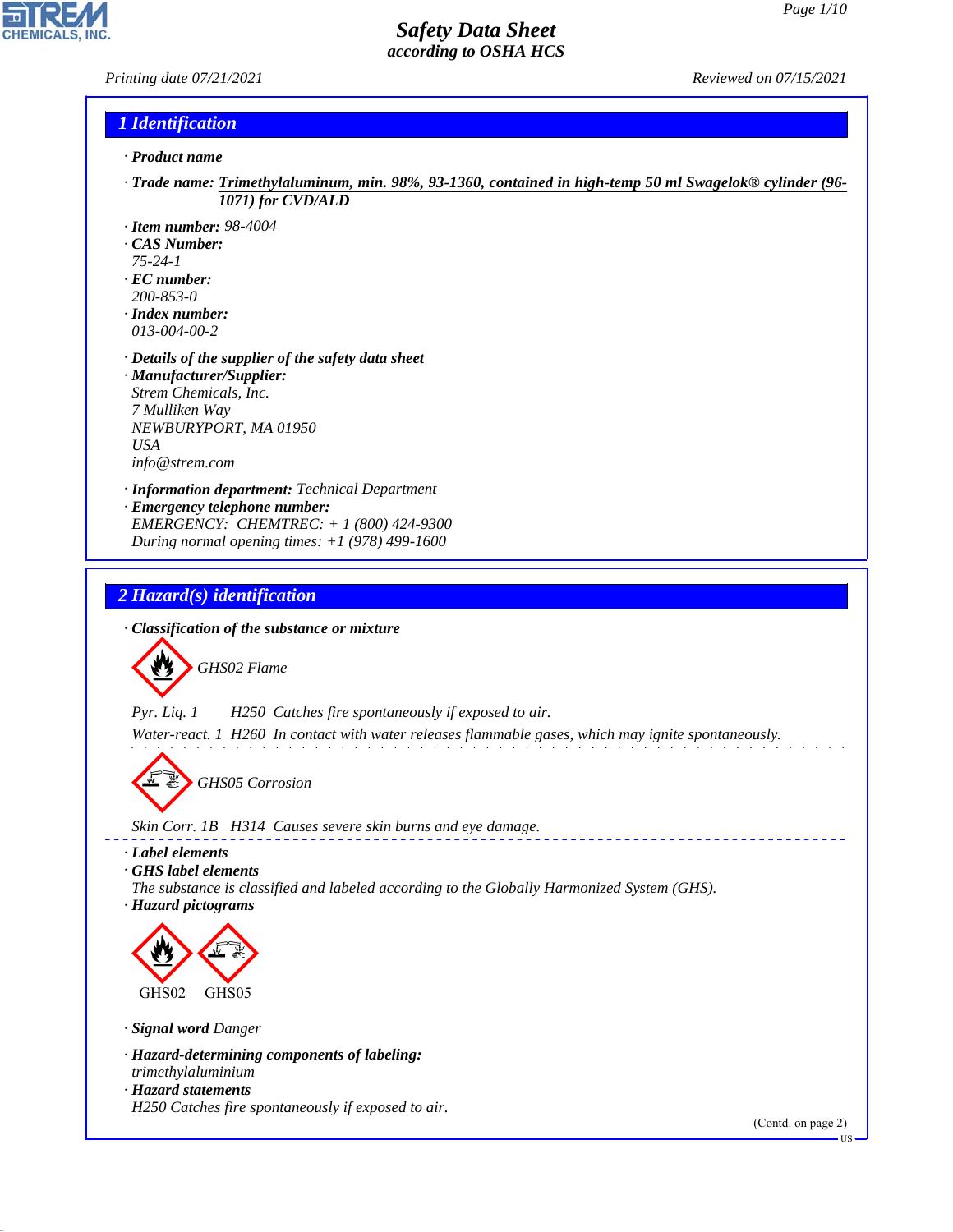# Safety Data Sheet
*according to OSHA HCS*

Printing date 07/21/2021 | Reviewed on 07/15/2021

## 1 Identification

· **Product name**

· **Trade name:** **Trimethylaluminum, min. 98%, 93-1360, contained in high-temp 50 ml Swagelok® cylinder (96-1071) for CVD/ALD**

· **Item number:** 98-4004
· **CAS Number:**
75-24-1
· **EC number:**
200-853-0
· **Index number:**
013-004-00-2

· **Details of the supplier of the safety data sheet**
· **Manufacturer/Supplier:**
Strem Chemicals, Inc.
7 Mulliken Way
NEWBURYPORT, MA 01950
USA
info@strem.com

· **Information department:** Technical Department
· **Emergency telephone number:**
EMERGENCY: CHEMTREC: + 1 (800) 424-9300
During normal opening times: +1 (978) 499-1600

## 2 Hazard(s) identification

· **Classification of the substance or mixture**

GHS02 Flame

Pyr. Liq. 1 H250 Catches fire spontaneously if exposed to air.
Water-react. 1 H260 In contact with water releases flammable gases, which may ignite spontaneously.

GHS05 Corrosion

Skin Corr. 1B H314 Causes severe skin burns and eye damage.

· **Label elements**
· **GHS label elements**
The substance is classified and labeled according to the Globally Harmonized System (GHS).
· **Hazard pictograms**

GHS02 GHS05

· **Signal word** Danger

· **Hazard-determining components of labeling:**
trimethylaluminium
· **Hazard statements**
H250 Catches fire spontaneously if exposed to air.

(Contd. on page 2)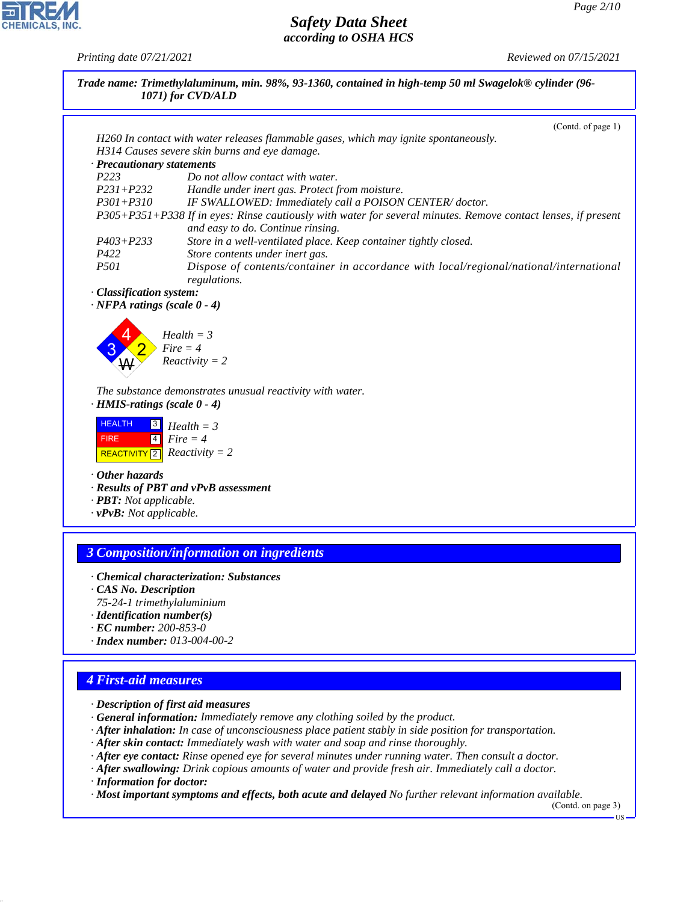**Trade name: Trimethylaluminum, min. 98%, 93-1360, contained in high-temp 50 ml Swagelok® cylinder (96-1071) for CVD/ALD**

(Contd. of page 1)

H260 In contact with water releases flammable gases, which may ignite spontaneously.
H314 Causes severe skin burns and eye damage.

· **Precautionary statements**

| | |
|---|---|
| P223 | Do not allow contact with water. |
| P231+P232 | Handle under inert gas. Protect from moisture. |
| P301+P310 | IF SWALLOWED: Immediately call a POISON CENTER/ doctor. |
| P305+P351+P338 | If in eyes: Rinse cautiously with water for several minutes. Remove contact lenses, if present and easy to do. Continue rinsing. |
| P403+P233 | Store in a well-ventilated place. Keep container tightly closed. |
| P422 | Store contents under inert gas. |
| P501 | Dispose of contents/container in accordance with local/regional/national/international regulations. |

· **Classification system:**
· **NFPA ratings (scale 0 - 4)**

Health = 3
Fire = 4
Reactivity = 2

The substance demonstrates unusual reactivity with water.

· **HMIS-ratings (scale 0 - 4)**

| | | |
|---|---|---|
| HEALTH | 3 | Health = 3 |
| FIRE | 4 | Fire = 4 |
| REACTIVITY | 2 | Reactivity = 2 |

· **Other hazards**
· **Results of PBT and vPvB assessment**
· **PBT:** Not applicable.
· **vPvB:** Not applicable.

## 3 Composition/information on ingredients

· **Chemical characterization: Substances**
· **CAS No. Description**
75-24-1 trimethylaluminium
· **Identification number(s)**
· **EC number:** 200-853-0
· **Index number:** 013-004-00-2

## 4 First-aid measures

· **Description of first aid measures**
· **General information:** Immediately remove any clothing soiled by the product.
· **After inhalation:** In case of unconsciousness place patient stably in side position for transportation.
· **After skin contact:** Immediately wash with water and soap and rinse thoroughly.
· **After eye contact:** Rinse opened eye for several minutes under running water. Then consult a doctor.
· **After swallowing:** Drink copious amounts of water and provide fresh air. Immediately call a doctor.
· **Information for doctor:**
· **Most important symptoms and effects, both acute and delayed** No further relevant information available.

(Contd. on page 3)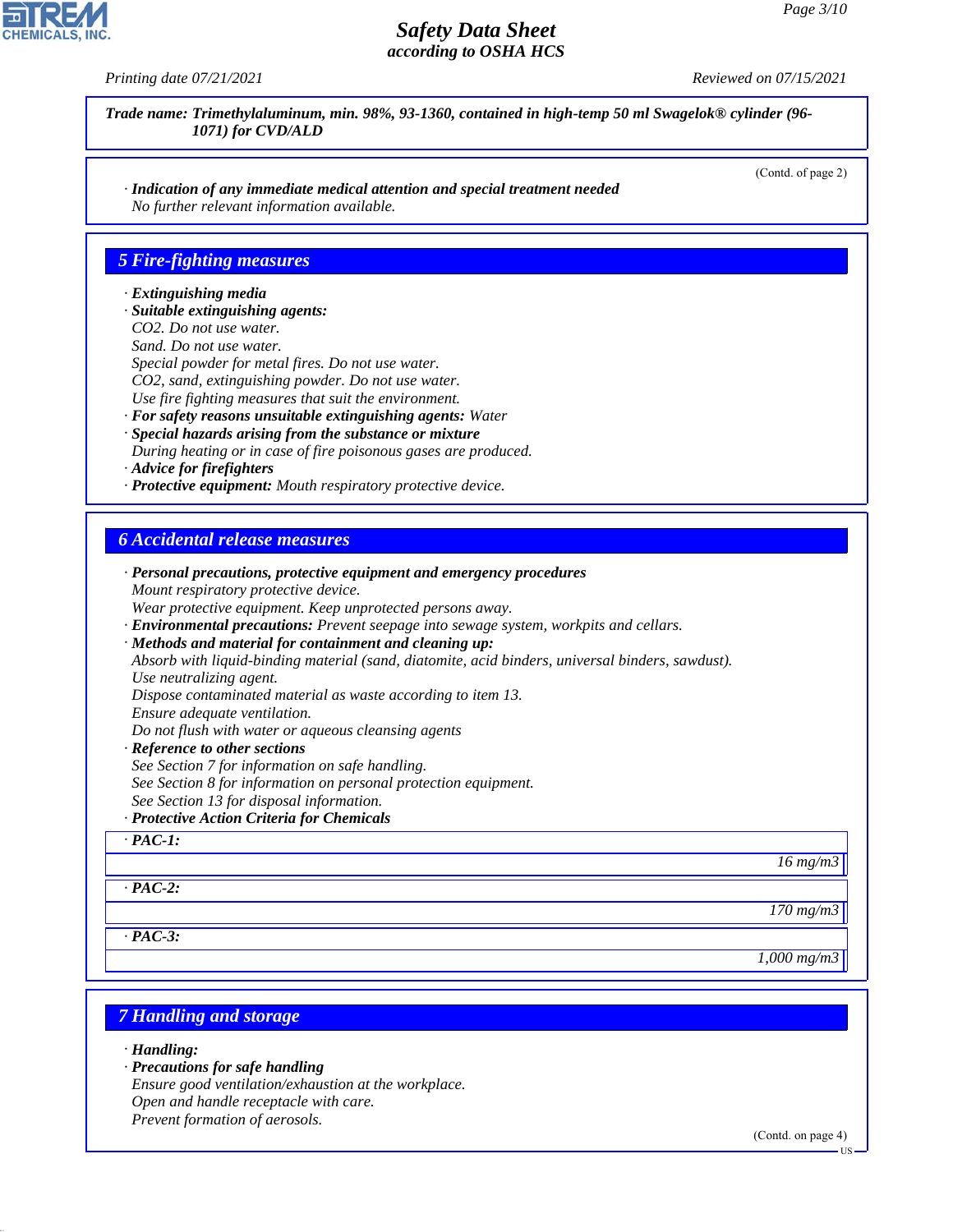Trade name: Trimethylaluminum, min. 98%, 93-1360, contained in high-temp 50 ml Swagelok® cylinder (96-1071) for CVD/ALD

(Contd. of page 2)

· **Indication of any immediate medical attention and special treatment needed**
No further relevant information available.

## 5 Fire-fighting measures

· **Extinguishing media**
· **Suitable extinguishing agents:**
$CO_2$. Do not use water.
Sand. Do not use water.
Special powder for metal fires. Do not use water.
$CO_2$, sand, extinguishing powder. Do not use water.
Use fire fighting measures that suit the environment.
· **For safety reasons unsuitable extinguishing agents:** Water
· **Special hazards arising from the substance or mixture**
During heating or in case of fire poisonous gases are produced.
· **Advice for firefighters**
· **Protective equipment:** Mouth respiratory protective device.

## 6 Accidental release measures

· **Personal precautions, protective equipment and emergency procedures**
Mount respiratory protective device.
Wear protective equipment. Keep unprotected persons away.
· **Environmental precautions:** Prevent seepage into sewage system, workpits and cellars.
· **Methods and material for containment and cleaning up:**
Absorb with liquid-binding material (sand, diatomite, acid binders, universal binders, sawdust).
Use neutralizing agent.
Dispose contaminated material as waste according to item 13.
Ensure adequate ventilation.
Do not flush with water or aqueous cleansing agents
· **Reference to other sections**
See Section 7 for information on safe handling.
See Section 8 for information on personal protection equipment.
See Section 13 for disposal information.
· **Protective Action Criteria for Chemicals**

| · PAC-1: | |
|---|---|
| | 16 mg/m3 |
| · PAC-2: | |
| | 170 mg/m3 |
| · PAC-3: | |
| | 1,000 mg/m3 |

## 7 Handling and storage

· **Handling:**
· **Precautions for safe handling**
Ensure good ventilation/exhaustion at the workplace.
Open and handle receptacle with care.
Prevent formation of aerosols.

(Contd. on page 4)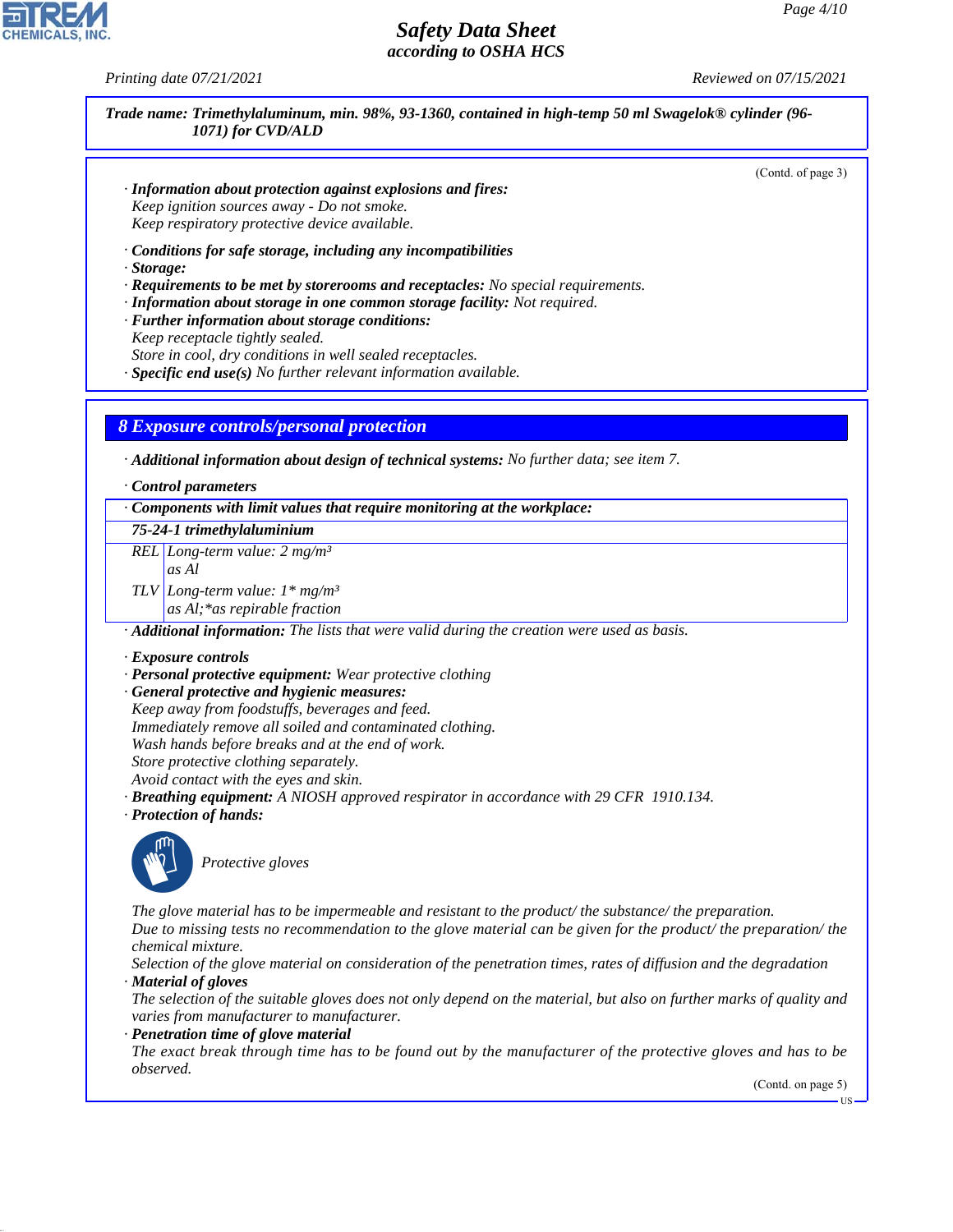Trade name: Trimethylaluminum, min. 98%, 93-1360, contained in high-temp 50 ml Swagelok® cylinder (96-1071) for CVD/ALD

(Contd. of page 3)

· **Information about protection against explosions and fires:**
Keep ignition sources away - Do not smoke.
Keep respiratory protective device available.

· **Conditions for safe storage, including any incompatibilities**
· **Storage:**
· **Requirements to be met by storerooms and receptacles:** No special requirements.
· **Information about storage in one common storage facility:** Not required.
· **Further information about storage conditions:**
Keep receptacle tightly sealed.
Store in cool, dry conditions in well sealed receptacles.
· **Specific end use(s)** No further relevant information available.

## 8 Exposure controls/personal protection

· **Additional information about design of technical systems:** No further data; see item 7.

· **Control parameters**

| · Components with limit values that require monitoring at the workplace: | |
|---|---|
| **75-24-1 trimethylaluminium** | |
| REL | Long-term value: 2 mg/m³<br>as Al |
| TLV | Long-term value: 1* mg/m³<br>as Al;*as repirable fraction |

· **Additional information:** The lists that were valid during the creation were used as basis.

· **Exposure controls**
· **Personal protective equipment:** Wear protective clothing
· **General protective and hygienic measures:**
Keep away from foodstuffs, beverages and feed.
Immediately remove all soiled and contaminated clothing.
Wash hands before breaks and at the end of work.
Store protective clothing separately.
Avoid contact with the eyes and skin.
· **Breathing equipment:** A NIOSH approved respirator in accordance with 29 CFR 1910.134.
· **Protection of hands:**

Protective gloves

The glove material has to be impermeable and resistant to the product/ the substance/ the preparation.
Due to missing tests no recommendation to the glove material can be given for the product/ the preparation/ the chemical mixture.
Selection of the glove material on consideration of the penetration times, rates of diffusion and the degradation
· **Material of gloves**
The selection of the suitable gloves does not only depend on the material, but also on further marks of quality and varies from manufacturer to manufacturer.
· **Penetration time of glove material**
The exact break through time has to be found out by the manufacturer of the protective gloves and has to be observed.

(Contd. on page 5)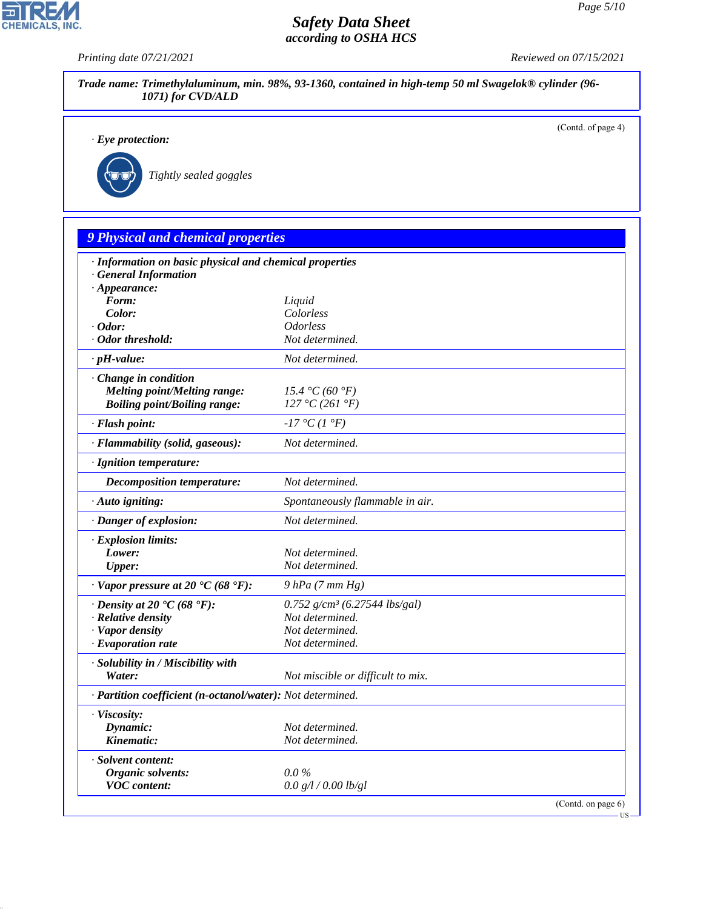**Trade name: Trimethylaluminum, min. 98%, 93-1360, contained in high-temp 50 ml Swagelok® cylinder (96-1071) for CVD/ALD**

(Contd. of page 4)

· **Eye protection:**

Tightly sealed goggles

## 9 Physical and chemical properties

| | |
|---|---|
| · **Information on basic physical and chemical properties** | |
| · **General Information** | |
| · **Appearance:** | |
| **Form:** | Liquid |
| **Color:** | Colorless |
| · **Odor:** | Odorless |
| · **Odor threshold:** | Not determined. |
| · **pH-value:** | Not determined. |
| · **Change in condition** | |
| **Melting point/Melting range:** | 15.4 °C (60 °F) |
| **Boiling point/Boiling range:** | 127 °C (261 °F) |
| · **Flash point:** | -17 °C (1 °F) |
| · **Flammability (solid, gaseous):** | Not determined. |
| · **Ignition temperature:** | |
| **Decomposition temperature:** | Not determined. |
| · **Auto igniting:** | Spontaneously flammable in air. |
| · **Danger of explosion:** | Not determined. |
| · **Explosion limits:** | |
| **Lower:** | Not determined. |
| **Upper:** | Not determined. |
| · **Vapor pressure at 20 °C (68 °F):** | 9 hPa (7 mm Hg) |
| · **Density at 20 °C (68 °F):** | 0.752 g/cm³ (6.27544 lbs/gal) |
| · **Relative density** | Not determined. |
| · **Vapor density** | Not determined. |
| · **Evaporation rate** | Not determined. |
| · **Solubility in / Miscibility with** | |
| **Water:** | Not miscible or difficult to mix. |
| · **Partition coefficient (n-octanol/water):** | Not determined. |
| · **Viscosity:** | |
| **Dynamic:** | Not determined. |
| **Kinematic:** | Not determined. |
| · **Solvent content:** | |
| **Organic solvents:** | 0.0 % |
| **VOC content:** | 0.0 g/l / 0.00 lb/gl |

(Contd. on page 6)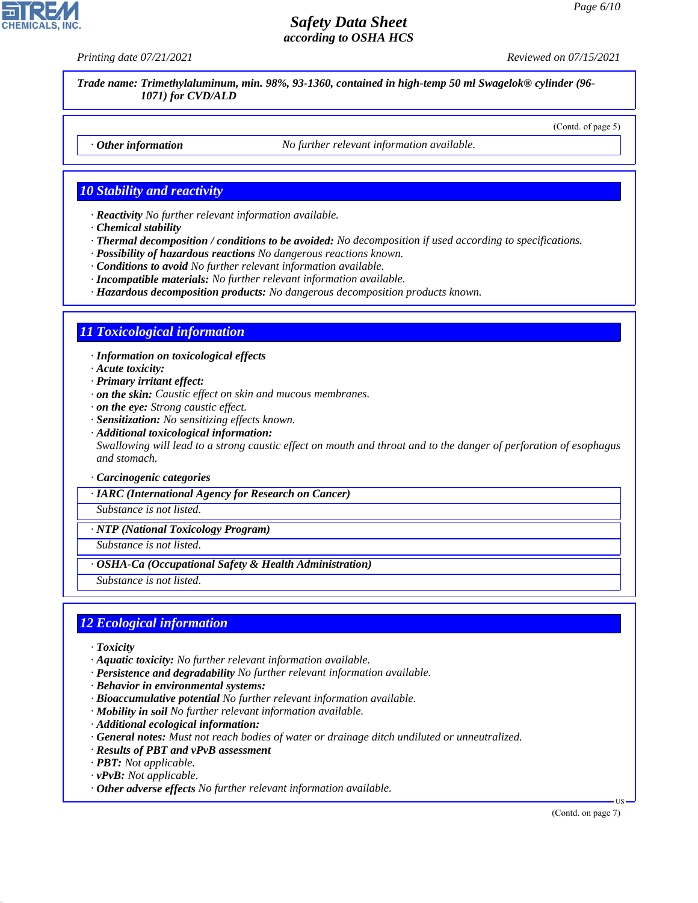**Trade name: Trimethylaluminum, min. 98%, 93-1360, contained in high-temp 50 ml Swagelok® cylinder (96-1071) for CVD/ALD**

(Contd. of page 5)

· **Other information** No further relevant information available.

## 10 Stability and reactivity

· **Reactivity** No further relevant information available.
· **Chemical stability**
· **Thermal decomposition / conditions to be avoided:** No decomposition if used according to specifications.
· **Possibility of hazardous reactions** No dangerous reactions known.
· **Conditions to avoid** No further relevant information available.
· **Incompatible materials:** No further relevant information available.
· **Hazardous decomposition products:** No dangerous decomposition products known.

## 11 Toxicological information

· **Information on toxicological effects**
· **Acute toxicity:**
· **Primary irritant effect:**
· **on the skin:** Caustic effect on skin and mucous membranes.
· **on the eye:** Strong caustic effect.
· **Sensitization:** No sensitizing effects known.
· **Additional toxicological information:**
Swallowing will lead to a strong caustic effect on mouth and throat and to the danger of perforation of esophagus and stomach.

· **Carcinogenic categories**

· **IARC (International Agency for Research on Cancer)**
Substance is not listed.

· **NTP (National Toxicology Program)**
Substance is not listed.

· **OSHA-Ca (Occupational Safety & Health Administration)**
Substance is not listed.

## 12 Ecological information

· **Toxicity**
· **Aquatic toxicity:** No further relevant information available.
· **Persistence and degradability** No further relevant information available.
· **Behavior in environmental systems:**
· **Bioaccumulative potential** No further relevant information available.
· **Mobility in soil** No further relevant information available.
· **Additional ecological information:**
· **General notes:** Must not reach bodies of water or drainage ditch undiluted or unneutralized.
· **Results of PBT and vPvB assessment**
· **PBT:** Not applicable.
· **vPvB:** Not applicable.
· **Other adverse effects** No further relevant information available.

(Contd. on page 7)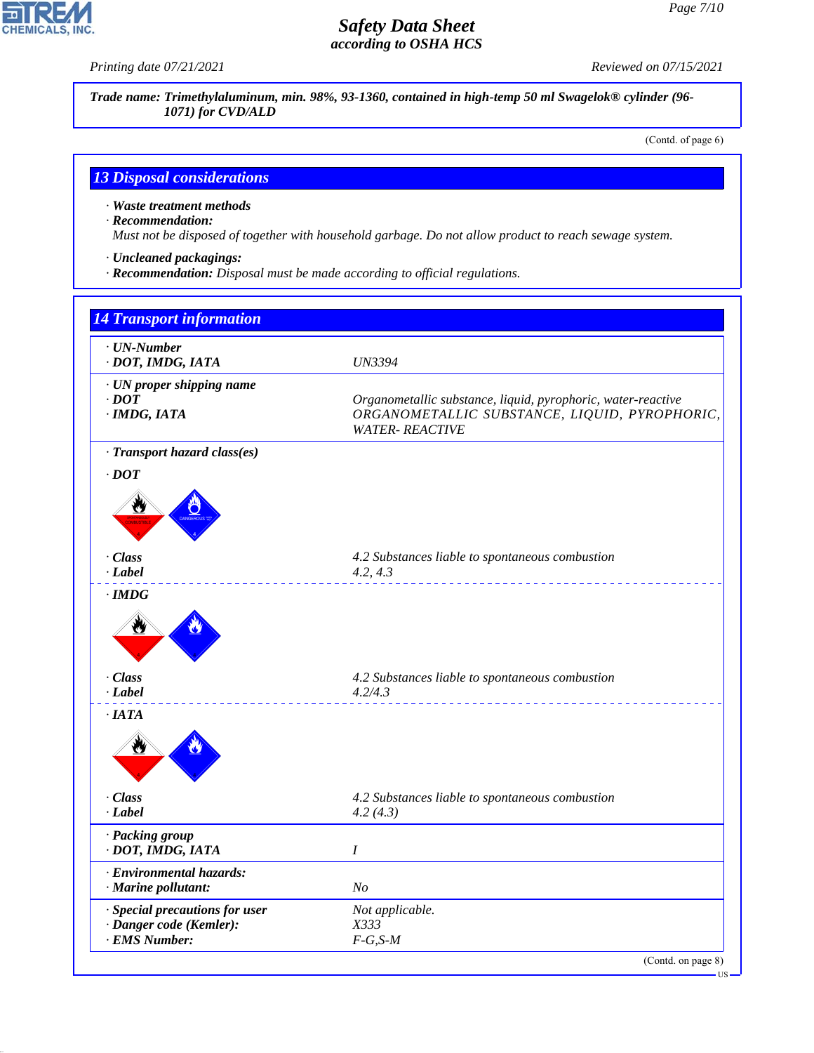**Trade name: Trimethylaluminum, min. 98%, 93-1360, contained in high-temp 50 ml Swagelok® cylinder (96-1071) for CVD/ALD**

(Contd. of page 6)

## 13 Disposal considerations

· **Waste treatment methods**
· **Recommendation:**
Must not be disposed of together with household garbage. Do not allow product to reach sewage system.

· **Uncleaned packagings:**
· **Recommendation:** Disposal must be made according to official regulations.

## 14 Transport information

· **UN-Number**
· **DOT, IMDG, IATA** — UN3394

· **UN proper shipping name**
· **DOT** — Organometallic substance, liquid, pyrophoric, water-reactive
· **IMDG, IATA** — ORGANOMETALLIC SUBSTANCE, LIQUID, PYROPHORIC, WATER- REACTIVE

· **Transport hazard class(es)**

· **DOT**

· **Class** — 4.2 Substances liable to spontaneous combustion
· **Label** — 4.2, 4.3

· **IMDG**

· **Class** — 4.2 Substances liable to spontaneous combustion
· **Label** — 4.2/4.3

· **IATA**

· **Class** — 4.2 Substances liable to spontaneous combustion
· **Label** — 4.2 (4.3)

· **Packing group**
· **DOT, IMDG, IATA** — I

· **Environmental hazards:**
· **Marine pollutant:** — No

· **Special precautions for user** — Not applicable.
· **Danger code (Kemler):** — X333
· **EMS Number:** — F-G,S-M

(Contd. on page 8)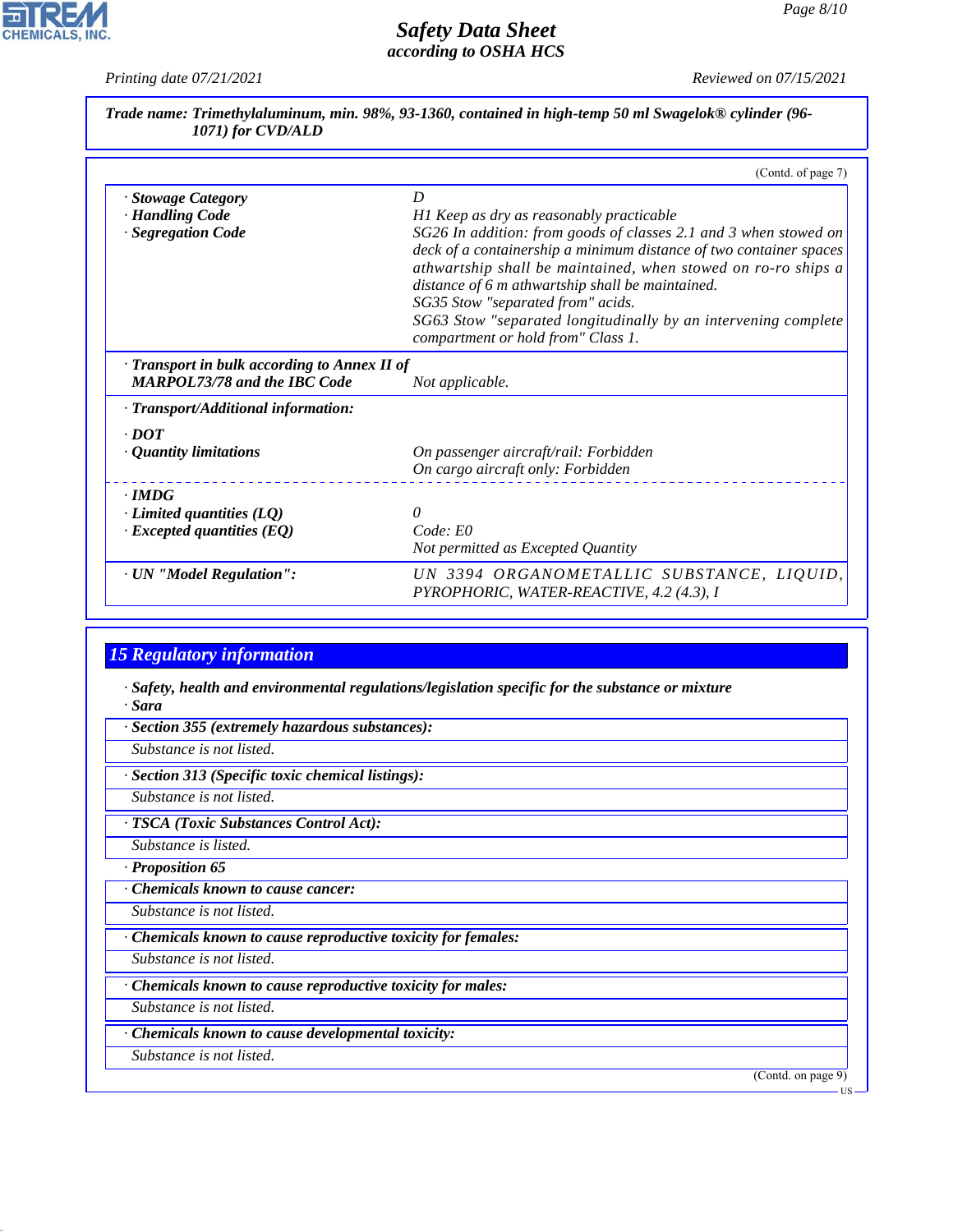**Trade name: Trimethylaluminum, min. 98%, 93-1360, contained in high-temp 50 ml Swagelok® cylinder (96-1071) for CVD/ALD**

(Contd. of page 7)

| | |
|---|---|
| · **Stowage Category** | D |
| · **Handling Code** | H1 Keep as dry as reasonably practicable |
| · **Segregation Code** | SG26 In addition: from goods of classes 2.1 and 3 when stowed on deck of a containership a minimum distance of two container spaces athwartship shall be maintained, when stowed on ro-ro ships a distance of 6 m athwartship shall be maintained. SG35 Stow "separated from" acids. SG63 Stow "separated longitudinally by an intervening complete compartment or hold from" Class 1. |
| · **Transport in bulk according to Annex II of MARPOL73/78 and the IBC Code** | Not applicable. |
| · **Transport/Additional information:** | |
| · **DOT** | |
| · **Quantity limitations** | On passenger aircraft/rail: Forbidden<br>On cargo aircraft only: Forbidden |
| · **IMDG** | |
| · **Limited quantities (LQ)** | 0 |
| · **Excepted quantities (EQ)** | Code: E0<br>Not permitted as Excepted Quantity |
| · **UN "Model Regulation":** | UN 3394 ORGANOMETALLIC SUBSTANCE, LIQUID, PYROPHORIC, WATER-REACTIVE, 4.2 (4.3), I |

## 15 Regulatory information

· **Safety, health and environmental regulations/legislation specific for the substance or mixture**

· **Sara**

· **Section 355 (extremely hazardous substances):**

Substance is not listed.

· **Section 313 (Specific toxic chemical listings):**

Substance is not listed.

· **TSCA (Toxic Substances Control Act):**

Substance is listed.

· **Proposition 65**

· **Chemicals known to cause cancer:**

Substance is not listed.

· **Chemicals known to cause reproductive toxicity for females:**

Substance is not listed.

· **Chemicals known to cause reproductive toxicity for males:**

Substance is not listed.

· **Chemicals known to cause developmental toxicity:**

Substance is not listed.

(Contd. on page 9)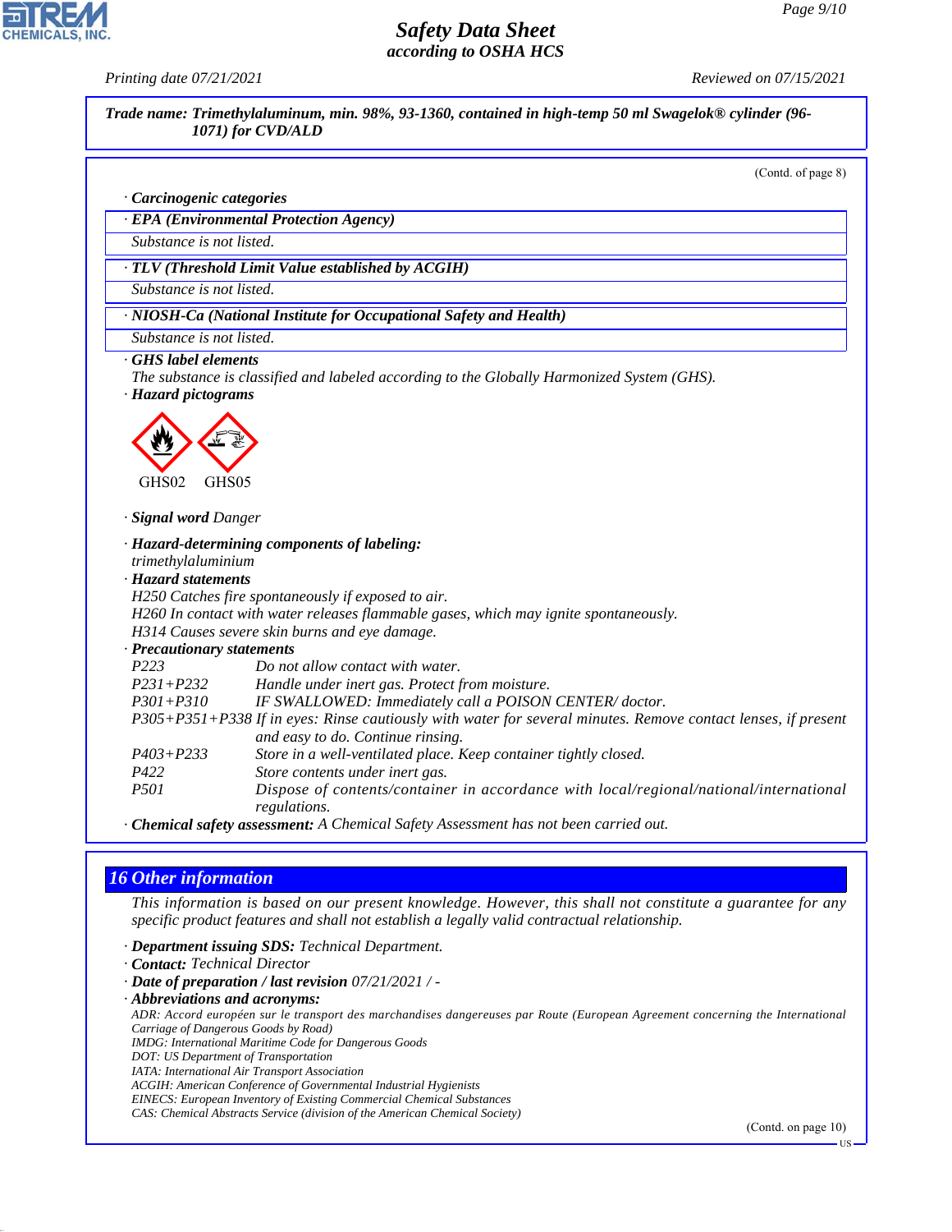**Trade name: Trimethylaluminum, min. 98%, 93-1360, contained in high-temp 50 ml Swagelok® cylinder (96-1071) for CVD/ALD**

(Contd. of page 8)

· **Carcinogenic categories**

· **EPA (Environmental Protection Agency)**

Substance is not listed.

· **TLV (Threshold Limit Value established by ACGIH)**

Substance is not listed.

· **NIOSH-Ca (National Institute for Occupational Safety and Health)**

Substance is not listed.

· **GHS label elements**

The substance is classified and labeled according to the Globally Harmonized System (GHS).

· **Hazard pictograms**

GHS02 GHS05

· **Signal word** Danger

· **Hazard-determining components of labeling:**

trimethylaluminium

· **Hazard statements**

H250 Catches fire spontaneously if exposed to air.
H260 In contact with water releases flammable gases, which may ignite spontaneously.
H314 Causes severe skin burns and eye damage.

· **Precautionary statements**

| | |
|---|---|
| P223 | Do not allow contact with water. |
| P231+P232 | Handle under inert gas. Protect from moisture. |
| P301+P310 | IF SWALLOWED: Immediately call a POISON CENTER/ doctor. |
| P305+P351+P338 | If in eyes: Rinse cautiously with water for several minutes. Remove contact lenses, if present and easy to do. Continue rinsing. |
| P403+P233 | Store in a well-ventilated place. Keep container tightly closed. |
| P422 | Store contents under inert gas. |
| P501 | Dispose of contents/container in accordance with local/regional/national/international regulations. |

· **Chemical safety assessment:** A Chemical Safety Assessment has not been carried out.

## 16 Other information

This information is based on our present knowledge. However, this shall not constitute a guarantee for any specific product features and shall not establish a legally valid contractual relationship.

· **Department issuing SDS:** Technical Department.
· **Contact:** Technical Director
· **Date of preparation / last revision** 07/21/2021 / -
· **Abbreviations and acronyms:**

ADR: Accord européen sur le transport des marchandises dangereuses par Route (European Agreement concerning the International Carriage of Dangerous Goods by Road)
IMDG: International Maritime Code for Dangerous Goods
DOT: US Department of Transportation
IATA: International Air Transport Association
ACGIH: American Conference of Governmental Industrial Hygienists
EINECS: European Inventory of Existing Commercial Chemical Substances
CAS: Chemical Abstracts Service (division of the American Chemical Society)

(Contd. on page 10)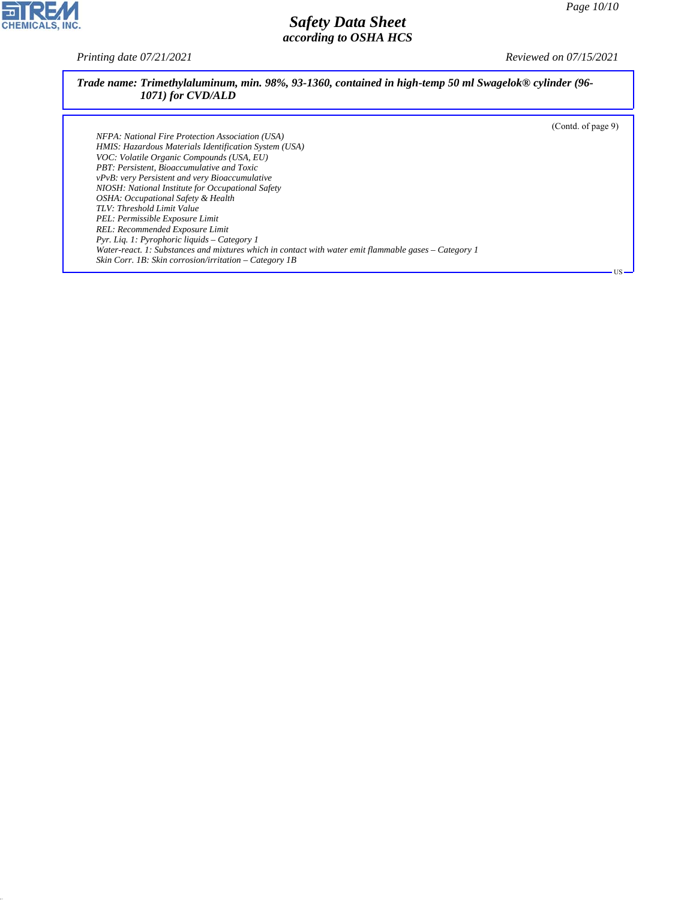**Trade name: Trimethylaluminum, min. 98%, 93-1360, contained in high-temp 50 ml Swagelok® cylinder (96-1071) for CVD/ALD**

(Contd. of page 9)

*NFPA: National Fire Protection Association (USA)*
*HMIS: Hazardous Materials Identification System (USA)*
*VOC: Volatile Organic Compounds (USA, EU)*
*PBT: Persistent, Bioaccumulative and Toxic*
*vPvB: very Persistent and very Bioaccumulative*
*NIOSH: National Institute for Occupational Safety*
*OSHA: Occupational Safety & Health*
*TLV: Threshold Limit Value*
*PEL: Permissible Exposure Limit*
*REL: Recommended Exposure Limit*
*Pyr. Liq. 1: Pyrophoric liquids – Category 1*
*Water-react. 1: Substances and mixtures which in contact with water emit flammable gases – Category 1*
*Skin Corr. 1B: Skin corrosion/irritation – Category 1B*